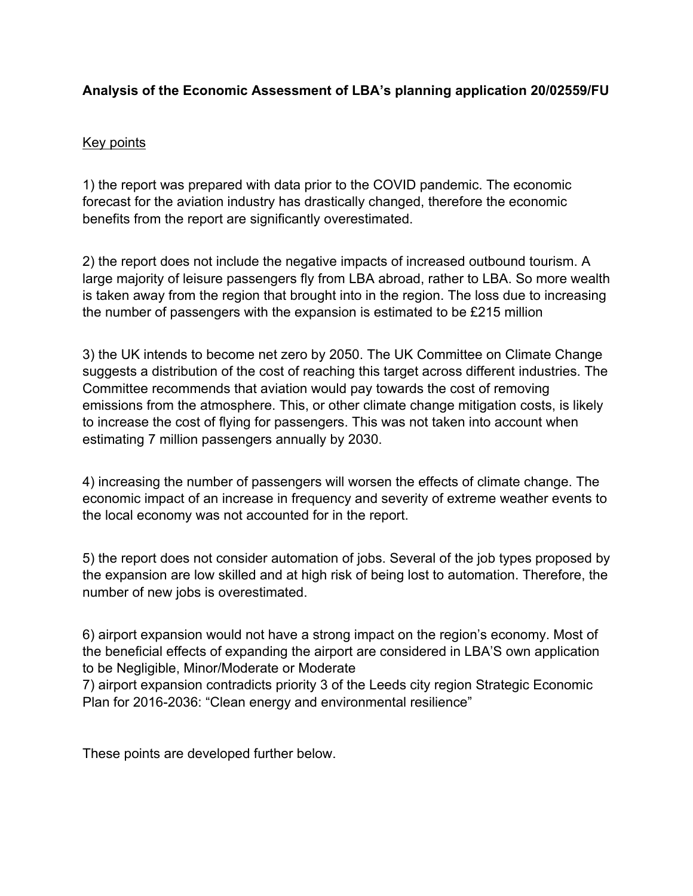**Analysis of the Economic Assessment of LBA's planning application 20/02559/FU**

<u>Key points</u>

1) the report was prepared with data prior to the COVID pandemic. The economic forecast for the aviation industry has drastically changed, therefore the economic benefits from the report are significantly overestimated.

2) the report does not include the negative impacts of increased outbound tourism. A large majority of leisure passengers fly from LBA abroad, rather to LBA. So more wealth is taken away from the region that brought into in the region. The loss due to increasing the number of passengers with the expansion is estimated to be £215 million

3) the UK intends to become net zero by 2050. The UK Committee on Climate Change suggests a distribution of the cost of reaching this target across different industries. The Committee recommends that aviation would pay towards the cost of removing emissions from the atmosphere. This, or other climate change mitigation costs, is likely to increase the cost of flying for passengers. This was not taken into account when estimating 7 million passengers annually by 2030.

4) increasing the number of passengers will worsen the effects of climate change. The economic impact of an increase in frequency and severity of extreme weather events to the local economy was not accounted for in the report.

5) the report does not consider automation of jobs. Several of the job types proposed by the expansion are low skilled and at high risk of being lost to automation. Therefore, the number of new jobs is overestimated.

6) airport expansion would not have a strong impact on the region's economy. Most of the beneficial effects of expanding the airport are considered in LBA'S own application to be Negligible, Minor/Moderate or Moderate

7) airport expansion contradicts priority 3 of the Leeds city region Strategic Economic Plan for 2016-2036: "Clean energy and environmental resilience"

These points are developed further below.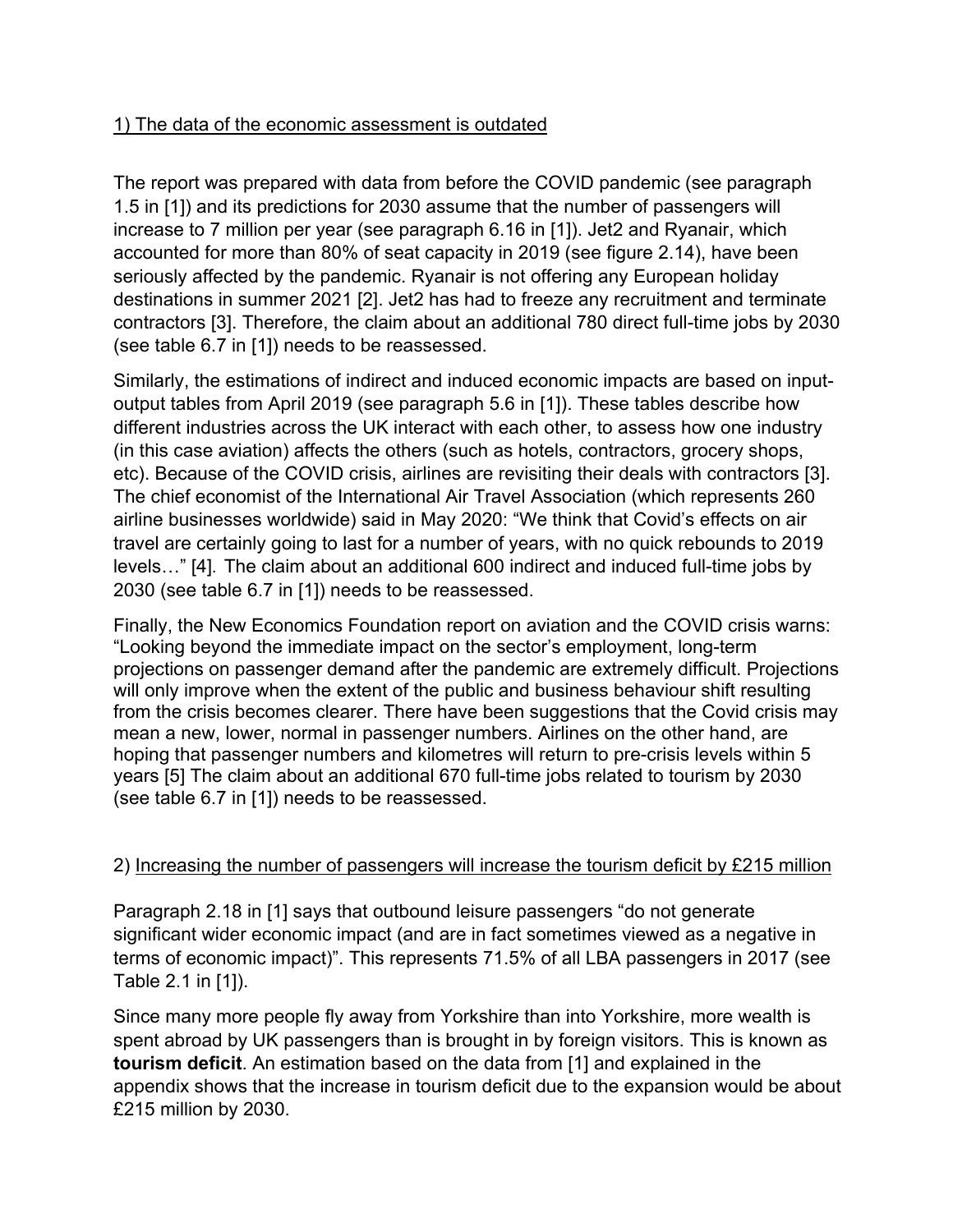1) <u>The data of the economic assessment is outdated</u>

The report was prepared with data from before the COVID pandemic (see paragraph 1.5 in [1]) and its predictions for 2030 assume that the number of passengers will increase to 7 million per year (see paragraph 6.16 in [1]). Jet2 and Ryanair, which accounted for more than 80% of seat capacity in 2019 (see figure 2.14), have been seriously affected by the pandemic. Ryanair is not offering any European holiday destinations in summer 2021 [2]. Jet2 has had to freeze any recruitment and terminate contractors [3]. Therefore, the claim about an additional 780 direct full-time jobs by 2030 (see table 6.7 in [1]) needs to be reassessed.

Similarly, the estimations of indirect and induced economic impacts are based on input-output tables from April 2019 (see paragraph 5.6 in [1]). These tables describe how different industries across the UK interact with each other, to assess how one industry (in this case aviation) affects the others (such as hotels, contractors, grocery shops, etc). Because of the COVID crisis, airlines are revisiting their deals with contractors [3]. The chief economist of the International Air Travel Association (which represents 260 airline businesses worldwide) said in May 2020: "We think that Covid's effects on air travel are certainly going to last for a number of years, with no quick rebounds to 2019 levels…" [4]. The claim about an additional 600 indirect and induced full-time jobs by 2030 (see table 6.7 in [1]) needs to be reassessed.

Finally, the New Economics Foundation report on aviation and the COVID crisis warns: "Looking beyond the immediate impact on the sector's employment, long-term projections on passenger demand after the pandemic are extremely difficult. Projections will only improve when the extent of the public and business behaviour shift resulting from the crisis becomes clearer. There have been suggestions that the Covid crisis may mean a new, lower, normal in passenger numbers. Airlines on the other hand, are hoping that passenger numbers and kilometres will return to pre-crisis levels within 5 years [5] The claim about an additional 670 full-time jobs related to tourism by 2030 (see table 6.7 in [1]) needs to be reassessed.

2) <u>Increasing the number of passengers will increase the tourism deficit by £215 million</u>

Paragraph 2.18 in [1] says that outbound leisure passengers "do not generate significant wider economic impact (and are in fact sometimes viewed as a negative in terms of economic impact)". This represents 71.5% of all LBA passengers in 2017 (see Table 2.1 in [1]).

Since many more people fly away from Yorkshire than into Yorkshire, more wealth is spent abroad by UK passengers than is brought in by foreign visitors. This is known as **tourism deficit**. An estimation based on the data from [1] and explained in the appendix shows that the increase in tourism deficit due to the expansion would be about £215 million by 2030.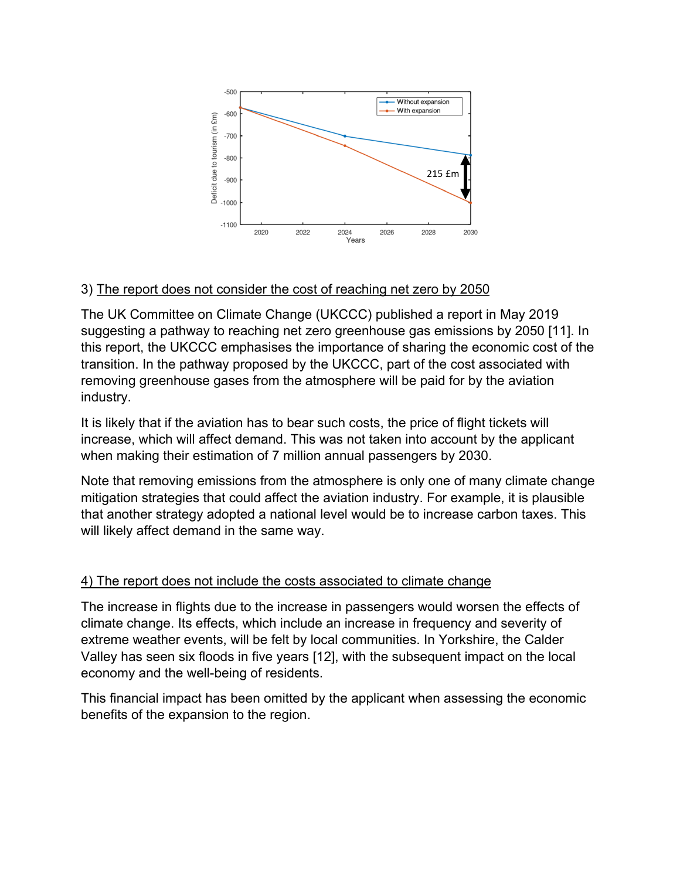3) The report does not consider the cost of reaching net zero by 2050

The UK Committee on Climate Change (UKCCC) published a report in May 2019 suggesting a pathway to reaching net zero greenhouse gas emissions by 2050 [11]. In this report, the UKCCC emphasises the importance of sharing the economic cost of the transition. In the pathway proposed by the UKCCC, part of the cost associated with removing greenhouse gases from the atmosphere will be paid for by the aviation industry.

It is likely that if the aviation has to bear such costs, the price of flight tickets will increase, which will affect demand. This was not taken into account by the applicant when making their estimation of 7 million annual passengers by 2030.

Note that removing emissions from the atmosphere is only one of many climate change mitigation strategies that could affect the aviation industry. For example, it is plausible that another strategy adopted a national level would be to increase carbon taxes. This will likely affect demand in the same way.

4) The report does not include the costs associated to climate change

The increase in flights due to the increase in passengers would worsen the effects of climate change. Its effects, which include an increase in frequency and severity of extreme weather events, will be felt by local communities. In Yorkshire, the Calder Valley has seen six floods in five years [12], with the subsequent impact on the local economy and the well-being of residents.

This financial impact has been omitted by the applicant when assessing the economic benefits of the expansion to the region.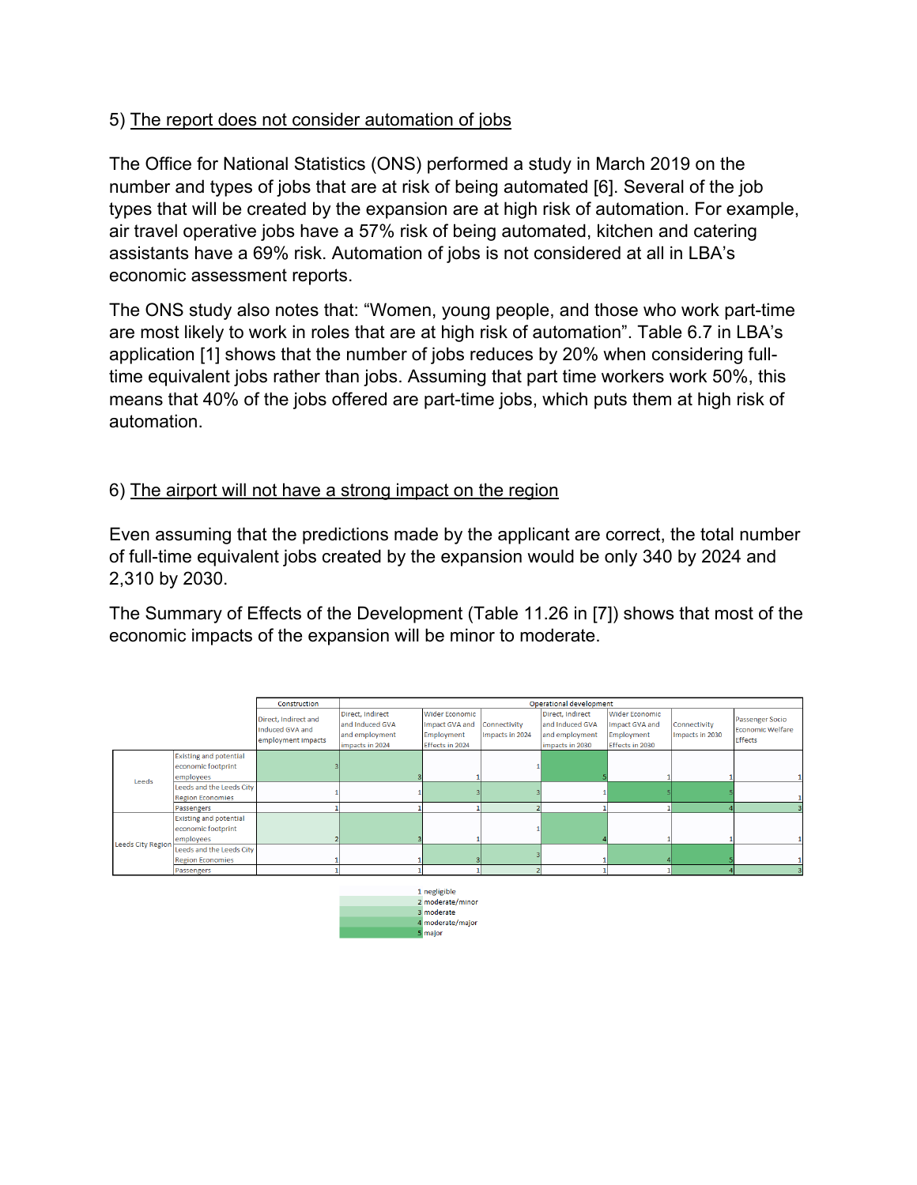5) <u>The report does not consider automation of jobs</u>

The Office for National Statistics (ONS) performed a study in March 2019 on the number and types of jobs that are at risk of being automated [6]. Several of the job types that will be created by the expansion are at high risk of automation. For example, air travel operative jobs have a 57% risk of being automated, kitchen and catering assistants have a 69% risk. Automation of jobs is not considered at all in LBA's economic assessment reports.

The ONS study also notes that: "Women, young people, and those who work part-time are most likely to work in roles that are at high risk of automation". Table 6.7 in LBA's application [1] shows that the number of jobs reduces by 20% when considering full-time equivalent jobs rather than jobs. Assuming that part time workers work 50%, this means that 40% of the jobs offered are part-time jobs, which puts them at high risk of automation.

6) <u>The airport will not have a strong impact on the region</u>

Even assuming that the predictions made by the applicant are correct, the total number of full-time equivalent jobs created by the expansion would be only 340 by 2024 and 2,310 by 2030.

The Summary of Effects of the Development (Table 11.26 in [7]) shows that most of the economic impacts of the expansion will be minor to moderate.

| | | Construction | Operational development | | | | | | |
|---|---|---|---|---|---|---|---|---|---|
| | | Direct, Indirect and Induced GVA and employment impacts | Direct, Indirect and Induced GVA and employment impacts in 2024 | Wider Economic Impact GVA and Employment Effects in 2024 | Connectivity Impacts in 2024 | Direct, Indirect and Induced GVA and employment impacts in 2030 | Wider Economic Impact GVA and Employment Effects in 2030 | Connectivity Impacts in 2030 | Passenger Socio Economic Welfare Effects |
| Leeds | Existing and potential economic footprint employees | 3 | 3 | 1 | 1 | 5 | 1 | 1 | 1 |
| | Leeds and the Leeds City Region Economies | 1 | 1 | 3 | 3 | 1 | 5 | 5 | 1 |
| | Passengers | 1 | 1 | 1 | 2 | 1 | 1 | 4 | 3 |
| Leeds City Region | Existing and potential economic footprint employees | 2 | 3 | 1 | 1 | 4 | 1 | 1 | 1 |
| | Leeds and the Leeds City Region Economies | 1 | 1 | 3 | 3 | 1 | 4 | 5 | 1 |
| | Passengers | 1 | 1 | 1 | 2 | 1 | 1 | 4 | 3 |

| | |
|---|---|
| 1 | negligible |
| 2 | moderate/minor |
| 3 | moderate |
| 4 | moderate/major |
| 5 | major |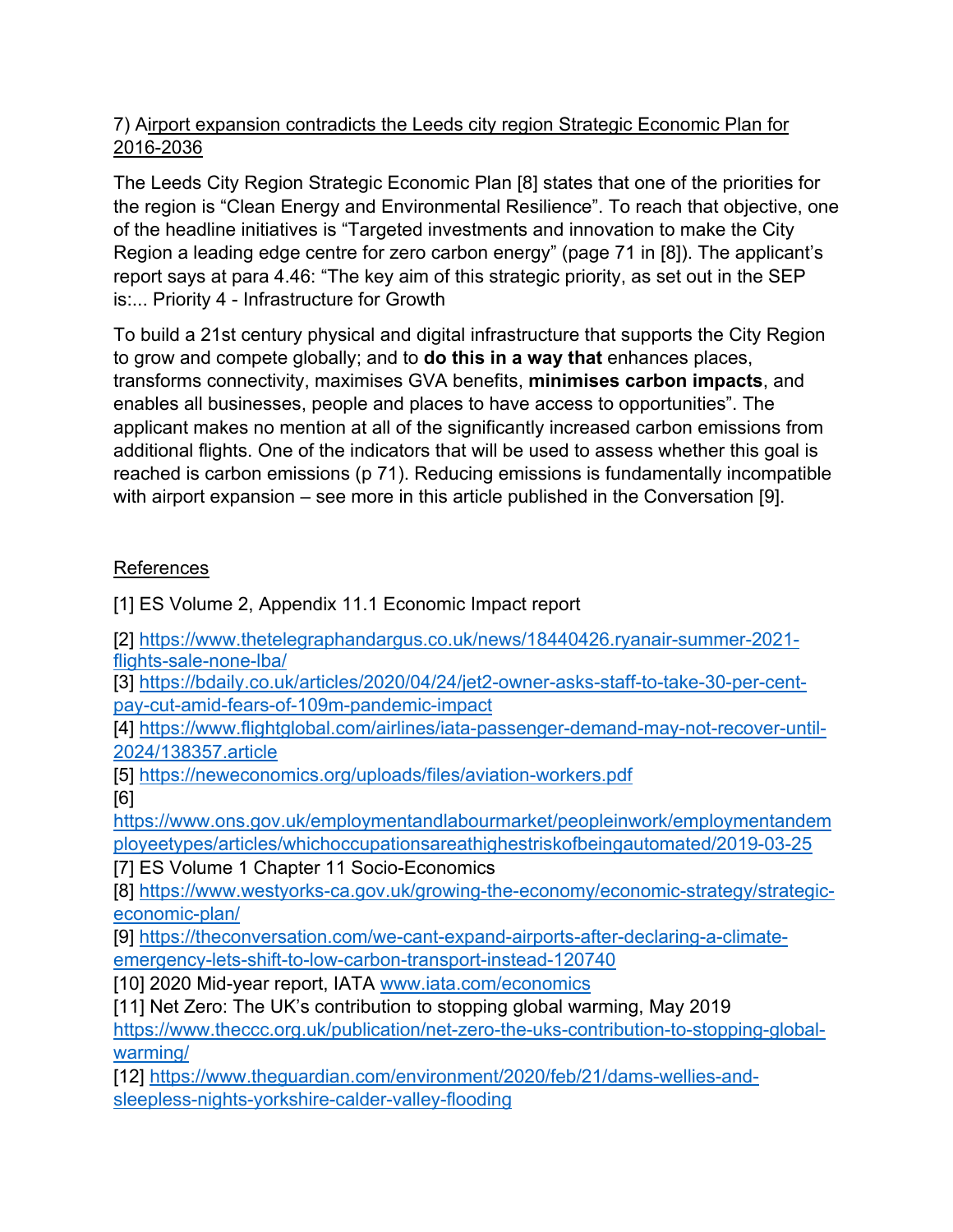7) <u>Airport expansion contradicts the Leeds city region Strategic Economic Plan for 2016-2036</u>

The Leeds City Region Strategic Economic Plan [8] states that one of the priorities for the region is "Clean Energy and Environmental Resilience". To reach that objective, one of the headline initiatives is "Targeted investments and innovation to make the City Region a leading edge centre for zero carbon energy" (page 71 in [8]). The applicant's report says at para 4.46: "The key aim of this strategic priority, as set out in the SEP is:... Priority 4 - Infrastructure for Growth

To build a 21st century physical and digital infrastructure that supports the City Region to grow and compete globally; and to **do this in a way that** enhances places, transforms connectivity, maximises GVA benefits, **minimises carbon impacts**, and enables all businesses, people and places to have access to opportunities". The applicant makes no mention at all of the significantly increased carbon emissions from additional flights. One of the indicators that will be used to assess whether this goal is reached is carbon emissions (p 71). Reducing emissions is fundamentally incompatible with airport expansion – see more in this article published in the Conversation [9].

<u>References</u>

[1] ES Volume 2, Appendix 11.1 Economic Impact report

[2] https://www.thetelegraphandargus.co.uk/news/18440426.ryanair-summer-2021-flights-sale-none-lba/
[3] https://bdaily.co.uk/articles/2020/04/24/jet2-owner-asks-staff-to-take-30-per-cent-pay-cut-amid-fears-of-109m-pandemic-impact
[4] https://www.flightglobal.com/airlines/iata-passenger-demand-may-not-recover-until-2024/138357.article
[5] https://neweconomics.org/uploads/files/aviation-workers.pdf
[6] https://www.ons.gov.uk/employmentandlabourmarket/peopleinwork/employmentandemployeetypes/articles/whichoccupationsareathighestriskofbeingautomated/2019-03-25
[7] ES Volume 1 Chapter 11 Socio-Economics
[8] https://www.westyorks-ca.gov.uk/growing-the-economy/economic-strategy/strategic-economic-plan/
[9] https://theconversation.com/we-cant-expand-airports-after-declaring-a-climate-emergency-lets-shift-to-low-carbon-transport-instead-120740
[10] 2020 Mid-year report, IATA www.iata.com/economics
[11] Net Zero: The UK's contribution to stopping global warming, May 2019 https://www.theccc.org.uk/publication/net-zero-the-uks-contribution-to-stopping-global-warming/
[12] https://www.theguardian.com/environment/2020/feb/21/dams-wellies-and-sleepless-nights-yorkshire-calder-valley-flooding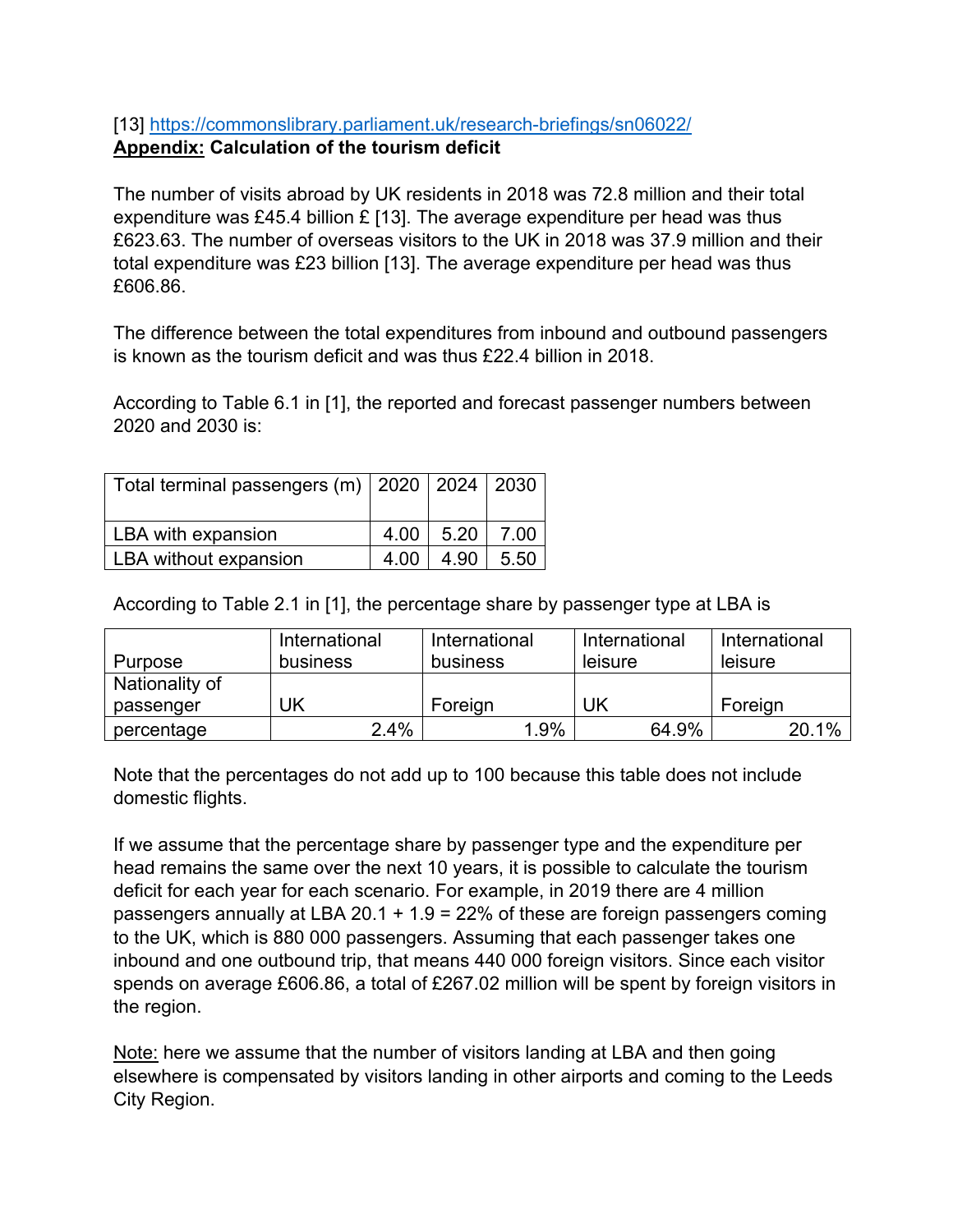[13] https://commonslibrary.parliament.uk/research-briefings/sn06022/

**Appendix: Calculation of the tourism deficit**

The number of visits abroad by UK residents in 2018 was 72.8 million and their total expenditure was £45.4 billion £ [13]. The average expenditure per head was thus £623.63. The number of overseas visitors to the UK in 2018 was 37.9 million and their total expenditure was £23 billion [13]. The average expenditure per head was thus £606.86.

The difference between the total expenditures from inbound and outbound passengers is known as the tourism deficit and was thus £22.4 billion in 2018.

According to Table 6.1 in [1], the reported and forecast passenger numbers between 2020 and 2030 is:

| Total terminal passengers (m) | 2020 | 2024 | 2030 |
|---|---|---|---|
| LBA with expansion | 4.00 | 5.20 | 7.00 |
| LBA without expansion | 4.00 | 4.90 | 5.50 |

According to Table 2.1 in [1], the percentage share by passenger type at LBA is

| Purpose | International business | International business | International leisure | International leisure |
|---|---|---|---|---|
| Nationality of passenger | UK | Foreign | UK | Foreign |
| percentage | 2.4% | 1.9% | 64.9% | 20.1% |

Note that the percentages do not add up to 100 because this table does not include domestic flights.

If we assume that the percentage share by passenger type and the expenditure per head remains the same over the next 10 years, it is possible to calculate the tourism deficit for each year for each scenario. For example, in 2019 there are 4 million passengers annually at LBA 20.1 + 1.9 = 22% of these are foreign passengers coming to the UK, which is 880 000 passengers. Assuming that each passenger takes one inbound and one outbound trip, that means 440 000 foreign visitors. Since each visitor spends on average £606.86, a total of £267.02 million will be spent by foreign visitors in the region.

Note: here we assume that the number of visitors landing at LBA and then going elsewhere is compensated by visitors landing in other airports and coming to the Leeds City Region.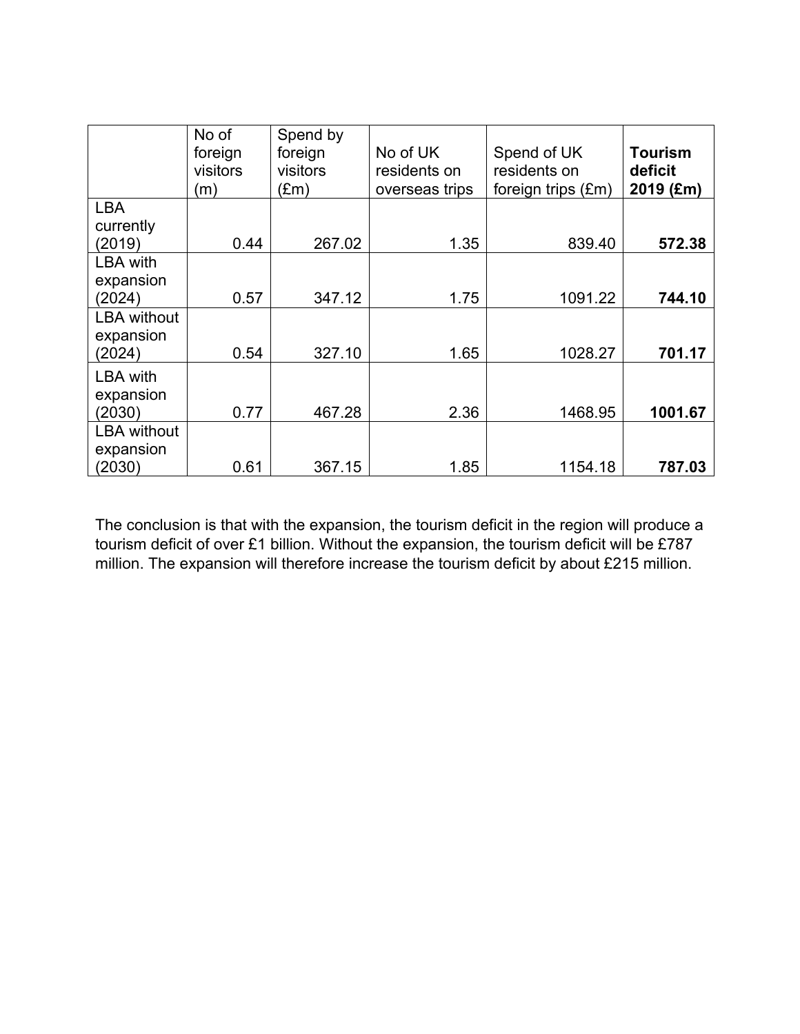| | No of foreign visitors (m) | Spend by foreign visitors (£m) | No of UK residents on overseas trips | Spend of UK residents on foreign trips (£m) | **Tourism deficit 2019 (£m)** |
|---|---|---|---|---|---|
| LBA currently (2019) | 0.44 | 267.02 | 1.35 | 839.40 | **572.38** |
| LBA with expansion (2024) | 0.57 | 347.12 | 1.75 | 1091.22 | **744.10** |
| LBA without expansion (2024) | 0.54 | 327.10 | 1.65 | 1028.27 | **701.17** |
| LBA with expansion (2030) | 0.77 | 467.28 | 2.36 | 1468.95 | **1001.67** |
| LBA without expansion (2030) | 0.61 | 367.15 | 1.85 | 1154.18 | **787.03** |

The conclusion is that with the expansion, the tourism deficit in the region will produce a tourism deficit of over £1 billion. Without the expansion, the tourism deficit will be £787 million. The expansion will therefore increase the tourism deficit by about £215 million.